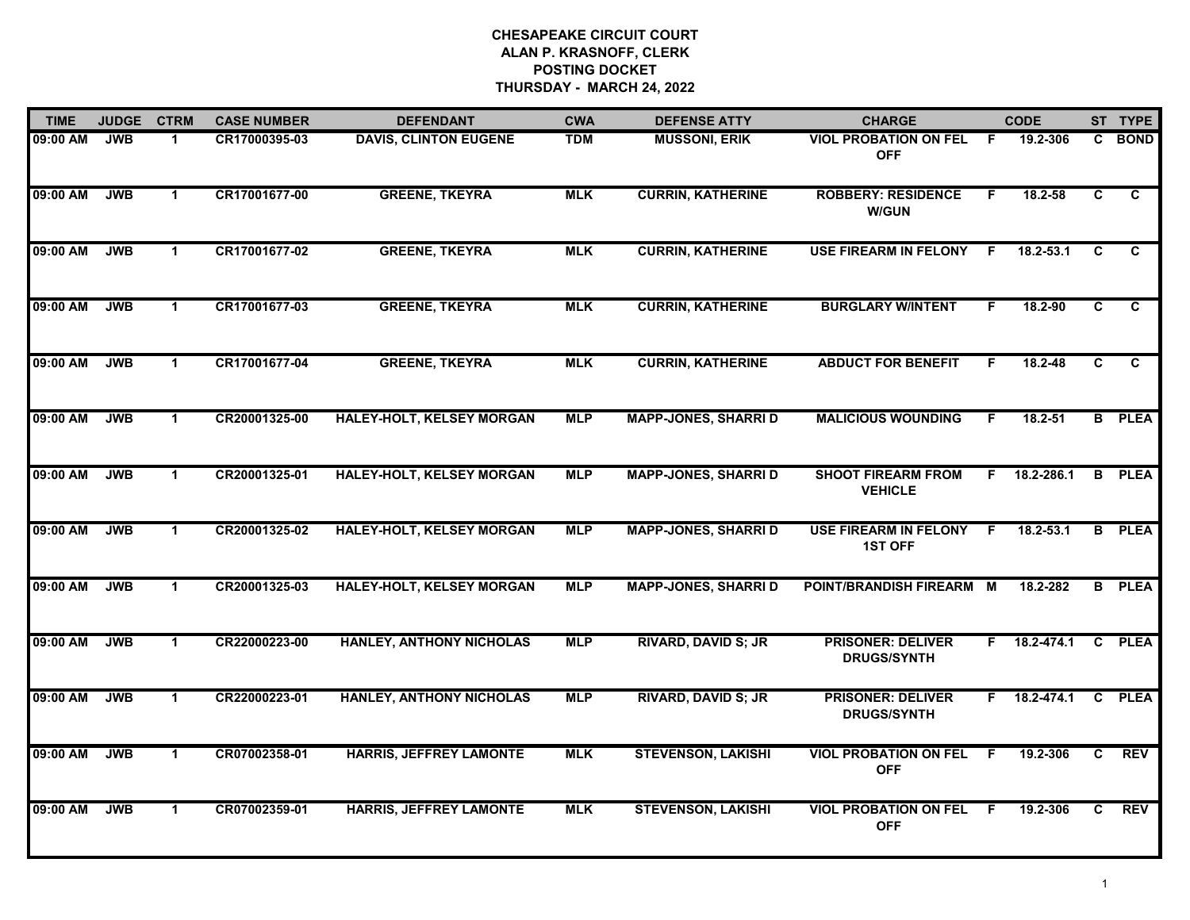# CHESAPEAKE CIRCUIT COURT
## ALAN P. KRASNOFF, CLERK
## POSTING DOCKET
## THURSDAY - MARCH 24, 2022

| TIME | JUDGE | CTRM | CASE NUMBER | DEFENDANT | CWA | DEFENSE ATTY | CHARGE | | CODE | ST | TYPE |
|---|---|---|---|---|---|---|---|---|---|---|---|
| 09:00 AM | JWB | 1 | CR17000395-03 | DAVIS, CLINTON EUGENE | TDM | MUSSONI, ERIK | VIOL PROBATION ON FEL OFF | F | 19.2-306 | C | BOND |
| 09:00 AM | JWB | 1 | CR17001677-00 | GREENE, TKEYRA | MLK | CURRIN, KATHERINE | ROBBERY: RESIDENCE W/GUN | F | 18.2-58 | C | C |
| 09:00 AM | JWB | 1 | CR17001677-02 | GREENE, TKEYRA | MLK | CURRIN, KATHERINE | USE FIREARM IN FELONY | F | 18.2-53.1 | C | C |
| 09:00 AM | JWB | 1 | CR17001677-03 | GREENE, TKEYRA | MLK | CURRIN, KATHERINE | BURGLARY W/INTENT | F | 18.2-90 | C | C |
| 09:00 AM | JWB | 1 | CR17001677-04 | GREENE, TKEYRA | MLK | CURRIN, KATHERINE | ABDUCT FOR BENEFIT | F | 18.2-48 | C | C |
| 09:00 AM | JWB | 1 | CR20001325-00 | HALEY-HOLT, KELSEY MORGAN | MLP | MAPP-JONES, SHARRI D | MALICIOUS WOUNDING | F | 18.2-51 | B | PLEA |
| 09:00 AM | JWB | 1 | CR20001325-01 | HALEY-HOLT, KELSEY MORGAN | MLP | MAPP-JONES, SHARRI D | SHOOT FIREARM FROM VEHICLE | F | 18.2-286.1 | B | PLEA |
| 09:00 AM | JWB | 1 | CR20001325-02 | HALEY-HOLT, KELSEY MORGAN | MLP | MAPP-JONES, SHARRI D | USE FIREARM IN FELONY 1ST OFF | F | 18.2-53.1 | B | PLEA |
| 09:00 AM | JWB | 1 | CR20001325-03 | HALEY-HOLT, KELSEY MORGAN | MLP | MAPP-JONES, SHARRI D | POINT/BRANDISH FIREARM | M | 18.2-282 | B | PLEA |
| 09:00 AM | JWB | 1 | CR22000223-00 | HANLEY, ANTHONY NICHOLAS | MLP | RIVARD, DAVID S; JR | PRISONER: DELIVER DRUGS/SYNTH | F | 18.2-474.1 | C | PLEA |
| 09:00 AM | JWB | 1 | CR22000223-01 | HANLEY, ANTHONY NICHOLAS | MLP | RIVARD, DAVID S; JR | PRISONER: DELIVER DRUGS/SYNTH | F | 18.2-474.1 | C | PLEA |
| 09:00 AM | JWB | 1 | CR07002358-01 | HARRIS, JEFFREY LAMONTE | MLK | STEVENSON, LAKISHI | VIOL PROBATION ON FEL OFF | F | 19.2-306 | C | REV |
| 09:00 AM | JWB | 1 | CR07002359-01 | HARRIS, JEFFREY LAMONTE | MLK | STEVENSON, LAKISHI | VIOL PROBATION ON FEL OFF | F | 19.2-306 | C | REV |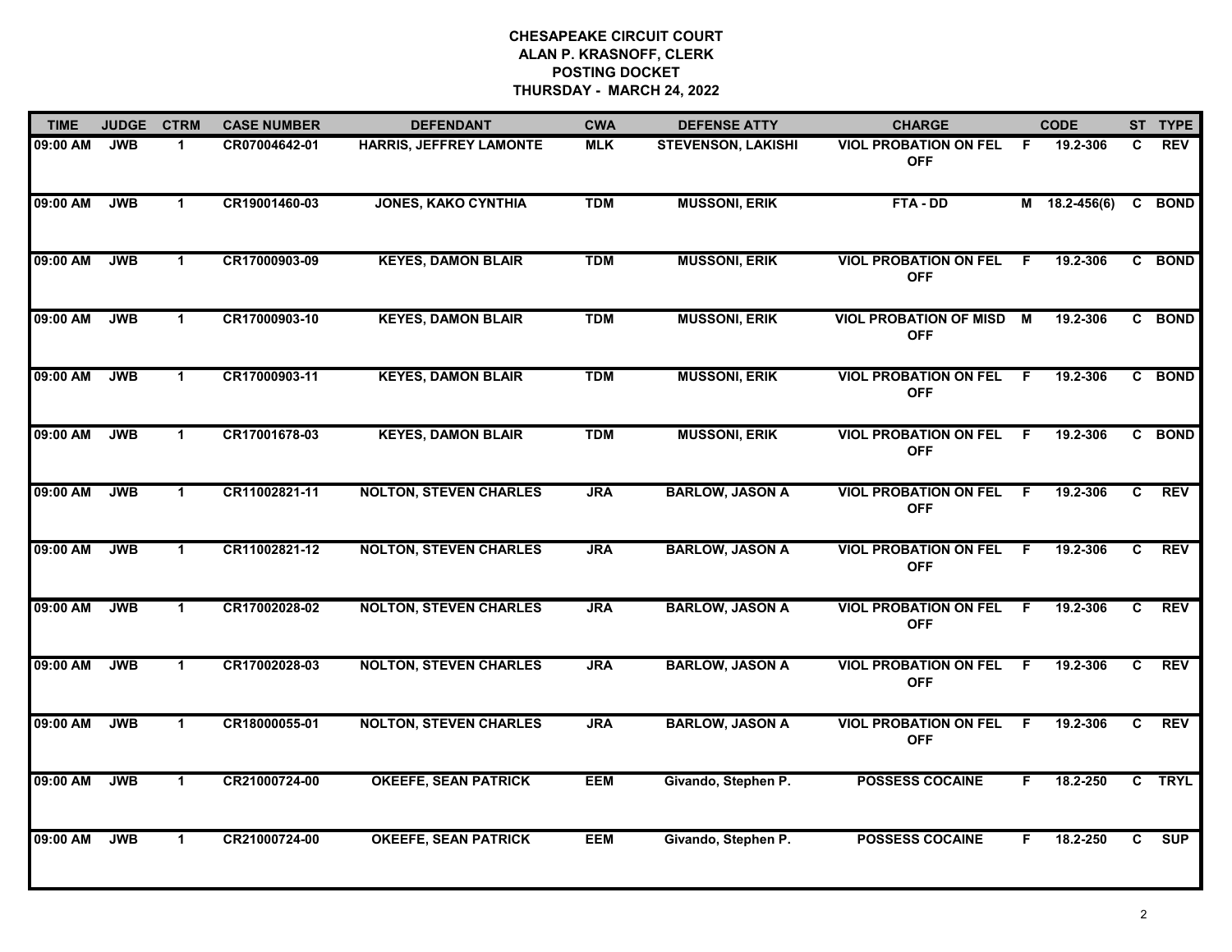# CHESAPEAKE CIRCUIT COURT
## ALAN P. KRASNOFF, CLERK
## POSTING DOCKET
## THURSDAY - MARCH 24, 2022

| TIME | JUDGE | CTRM | CASE NUMBER | DEFENDANT | CWA | DEFENSE ATTY | CHARGE | | CODE | ST | TYPE |
|---|---|---|---|---|---|---|---|---|---|---|---|
| 09:00 AM | JWB | 1 | CR07004642-01 | HARRIS, JEFFREY LAMONTE | MLK | STEVENSON, LAKISHI | VIOL PROBATION ON FEL OFF | F | 19.2-306 | C | REV |
| 09:00 AM | JWB | 1 | CR19001460-03 | JONES, KAKO CYNTHIA | TDM | MUSSONI, ERIK | FTA - DD | M | 18.2-456(6) | C | BOND |
| 09:00 AM | JWB | 1 | CR17000903-09 | KEYES, DAMON BLAIR | TDM | MUSSONI, ERIK | VIOL PROBATION ON FEL OFF | F | 19.2-306 | C | BOND |
| 09:00 AM | JWB | 1 | CR17000903-10 | KEYES, DAMON BLAIR | TDM | MUSSONI, ERIK | VIOL PROBATION OF MISD OFF | M | 19.2-306 | C | BOND |
| 09:00 AM | JWB | 1 | CR17000903-11 | KEYES, DAMON BLAIR | TDM | MUSSONI, ERIK | VIOL PROBATION ON FEL OFF | F | 19.2-306 | C | BOND |
| 09:00 AM | JWB | 1 | CR17001678-03 | KEYES, DAMON BLAIR | TDM | MUSSONI, ERIK | VIOL PROBATION ON FEL OFF | F | 19.2-306 | C | BOND |
| 09:00 AM | JWB | 1 | CR11002821-11 | NOLTON, STEVEN CHARLES | JRA | BARLOW, JASON A | VIOL PROBATION ON FEL OFF | F | 19.2-306 | C | REV |
| 09:00 AM | JWB | 1 | CR11002821-12 | NOLTON, STEVEN CHARLES | JRA | BARLOW, JASON A | VIOL PROBATION ON FEL OFF | F | 19.2-306 | C | REV |
| 09:00 AM | JWB | 1 | CR17002028-02 | NOLTON, STEVEN CHARLES | JRA | BARLOW, JASON A | VIOL PROBATION ON FEL OFF | F | 19.2-306 | C | REV |
| 09:00 AM | JWB | 1 | CR17002028-03 | NOLTON, STEVEN CHARLES | JRA | BARLOW, JASON A | VIOL PROBATION ON FEL OFF | F | 19.2-306 | C | REV |
| 09:00 AM | JWB | 1 | CR18000055-01 | NOLTON, STEVEN CHARLES | JRA | BARLOW, JASON A | VIOL PROBATION ON FEL OFF | F | 19.2-306 | C | REV |
| 09:00 AM | JWB | 1 | CR21000724-00 | OKEEFE, SEAN PATRICK | EEM | Givando, Stephen P. | POSSESS COCAINE | F | 18.2-250 | C | TRYL |
| 09:00 AM | JWB | 1 | CR21000724-00 | OKEEFE, SEAN PATRICK | EEM | Givando, Stephen P. | POSSESS COCAINE | F | 18.2-250 | C | SUP |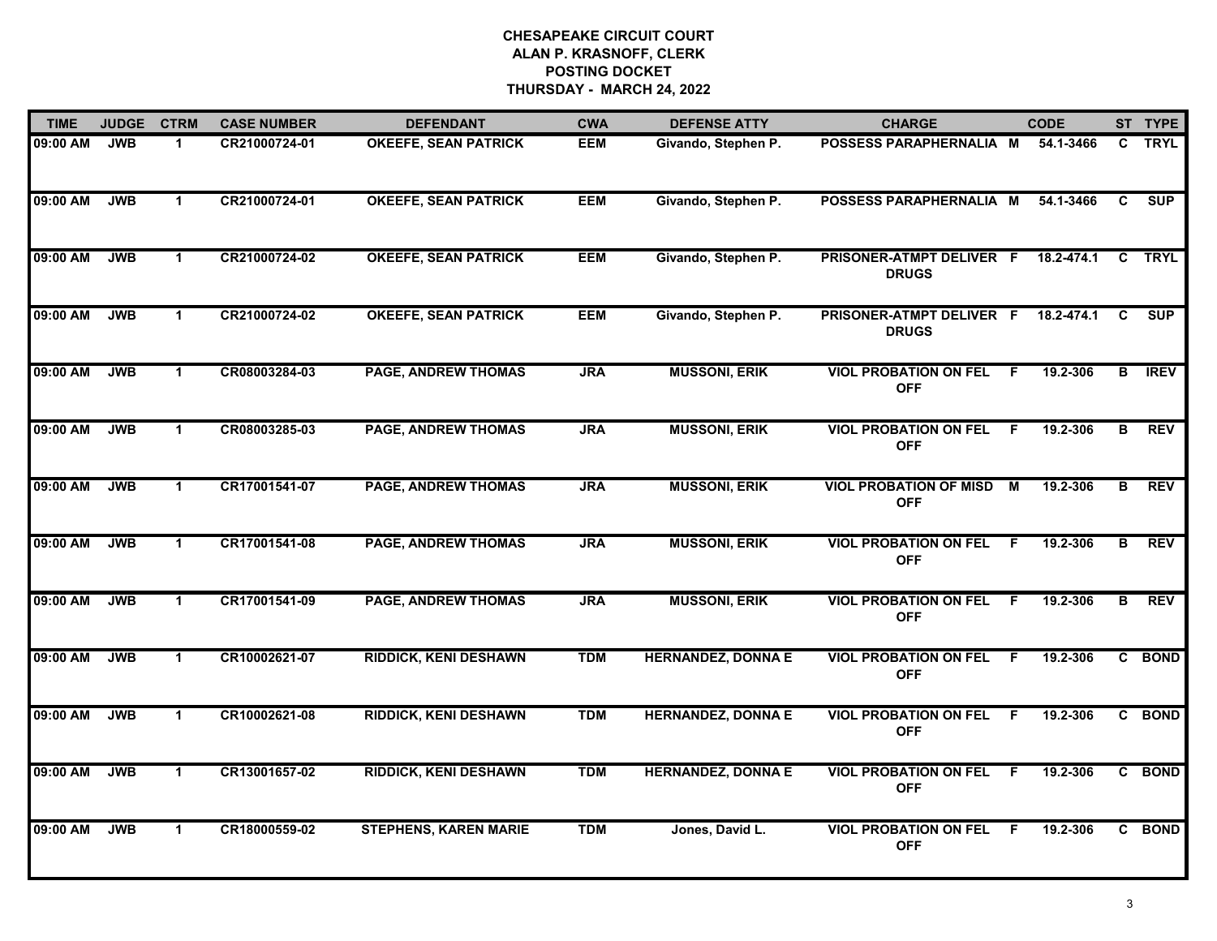# CHESAPEAKE CIRCUIT COURT
## ALAN P. KRASNOFF, CLERK
## POSTING DOCKET
## THURSDAY - MARCH 24, 2022

| TIME | JUDGE | CTRM | CASE NUMBER | DEFENDANT | CWA | DEFENSE ATTY | CHARGE | | CODE | ST | TYPE |
|---|---|---|---|---|---|---|---|---|---|---|---|
| 09:00 AM | JWB | 1 | CR21000724-01 | OKEEFE, SEAN PATRICK | EEM | Givando, Stephen P. | POSSESS PARAPHERNALIA | M | 54.1-3466 | C | TRYL |
| 09:00 AM | JWB | 1 | CR21000724-01 | OKEEFE, SEAN PATRICK | EEM | Givando, Stephen P. | POSSESS PARAPHERNALIA | M | 54.1-3466 | C | SUP |
| 09:00 AM | JWB | 1 | CR21000724-02 | OKEEFE, SEAN PATRICK | EEM | Givando, Stephen P. | PRISONER-ATMPT DELIVER DRUGS | F | 18.2-474.1 | C | TRYL |
| 09:00 AM | JWB | 1 | CR21000724-02 | OKEEFE, SEAN PATRICK | EEM | Givando, Stephen P. | PRISONER-ATMPT DELIVER DRUGS | F | 18.2-474.1 | C | SUP |
| 09:00 AM | JWB | 1 | CR08003284-03 | PAGE, ANDREW THOMAS | JRA | MUSSONI, ERIK | VIOL PROBATION ON FEL OFF | F | 19.2-306 | B | IREV |
| 09:00 AM | JWB | 1 | CR08003285-03 | PAGE, ANDREW THOMAS | JRA | MUSSONI, ERIK | VIOL PROBATION ON FEL OFF | F | 19.2-306 | B | REV |
| 09:00 AM | JWB | 1 | CR17001541-07 | PAGE, ANDREW THOMAS | JRA | MUSSONI, ERIK | VIOL PROBATION OF MISD OFF | M | 19.2-306 | B | REV |
| 09:00 AM | JWB | 1 | CR17001541-08 | PAGE, ANDREW THOMAS | JRA | MUSSONI, ERIK | VIOL PROBATION ON FEL OFF | F | 19.2-306 | B | REV |
| 09:00 AM | JWB | 1 | CR17001541-09 | PAGE, ANDREW THOMAS | JRA | MUSSONI, ERIK | VIOL PROBATION ON FEL OFF | F | 19.2-306 | B | REV |
| 09:00 AM | JWB | 1 | CR10002621-07 | RIDDICK, KENI DESHAWN | TDM | HERNANDEZ, DONNA E | VIOL PROBATION ON FEL OFF | F | 19.2-306 | C | BOND |
| 09:00 AM | JWB | 1 | CR10002621-08 | RIDDICK, KENI DESHAWN | TDM | HERNANDEZ, DONNA E | VIOL PROBATION ON FEL OFF | F | 19.2-306 | C | BOND |
| 09:00 AM | JWB | 1 | CR13001657-02 | RIDDICK, KENI DESHAWN | TDM | HERNANDEZ, DONNA E | VIOL PROBATION ON FEL OFF | F | 19.2-306 | C | BOND |
| 09:00 AM | JWB | 1 | CR18000559-02 | STEPHENS, KAREN MARIE | TDM | Jones, David L. | VIOL PROBATION ON FEL OFF | F | 19.2-306 | C | BOND |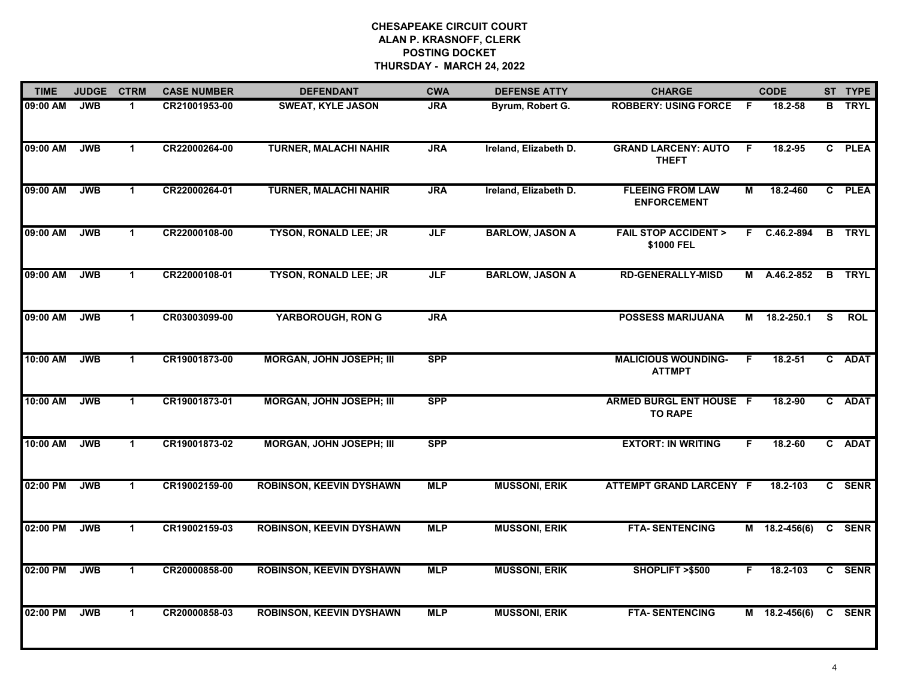# CHESAPEAKE CIRCUIT COURT
## ALAN P. KRASNOFF, CLERK
## POSTING DOCKET
## THURSDAY - MARCH 24, 2022

| TIME | JUDGE | CTRM | CASE NUMBER | DEFENDANT | CWA | DEFENSE ATTY | CHARGE | | CODE | ST | TYPE |
|---|---|---|---|---|---|---|---|---|---|---|---|
| 09:00 AM | JWB | 1 | CR21001953-00 | SWEAT, KYLE JASON | JRA | Byrum, Robert G. | ROBBERY: USING FORCE | F | 18.2-58 | B | TRYL |
| 09:00 AM | JWB | 1 | CR22000264-00 | TURNER, MALACHI NAHIR | JRA | Ireland, Elizabeth D. | GRAND LARCENY: AUTO THEFT | F | 18.2-95 | C | PLEA |
| 09:00 AM | JWB | 1 | CR22000264-01 | TURNER, MALACHI NAHIR | JRA | Ireland, Elizabeth D. | FLEEING FROM LAW ENFORCEMENT | M | 18.2-460 | C | PLEA |
| 09:00 AM | JWB | 1 | CR22000108-00 | TYSON, RONALD LEE; JR | JLF | BARLOW, JASON A | FAIL STOP ACCIDENT > $1000 FEL | F | C.46.2-894 | B | TRYL |
| 09:00 AM | JWB | 1 | CR22000108-01 | TYSON, RONALD LEE; JR | JLF | BARLOW, JASON A | RD-GENERALLY-MISD | M | A.46.2-852 | B | TRYL |
| 09:00 AM | JWB | 1 | CR03003099-00 | YARBOROUGH, RON G | JRA | | POSSESS MARIJUANA | M | 18.2-250.1 | S | ROL |
| 10:00 AM | JWB | 1 | CR19001873-00 | MORGAN, JOHN JOSEPH; III | SPP | | MALICIOUS WOUNDING-ATTMPT | F | 18.2-51 | C | ADAT |
| 10:00 AM | JWB | 1 | CR19001873-01 | MORGAN, JOHN JOSEPH; III | SPP | | ARMED BURGL ENT HOUSE TO RAPE | F | 18.2-90 | C | ADAT |
| 10:00 AM | JWB | 1 | CR19001873-02 | MORGAN, JOHN JOSEPH; III | SPP | | EXTORT: IN WRITING | F | 18.2-60 | C | ADAT |
| 02:00 PM | JWB | 1 | CR19002159-00 | ROBINSON, KEEVIN DYSHAWN | MLP | MUSSONI, ERIK | ATTEMPT GRAND LARCENY | F | 18.2-103 | C | SENR |
| 02:00 PM | JWB | 1 | CR19002159-03 | ROBINSON, KEEVIN DYSHAWN | MLP | MUSSONI, ERIK | FTA- SENTENCING | M | 18.2-456(6) | C | SENR |
| 02:00 PM | JWB | 1 | CR20000858-00 | ROBINSON, KEEVIN DYSHAWN | MLP | MUSSONI, ERIK | SHOPLIFT >$500 | F | 18.2-103 | C | SENR |
| 02:00 PM | JWB | 1 | CR20000858-03 | ROBINSON, KEEVIN DYSHAWN | MLP | MUSSONI, ERIK | FTA- SENTENCING | M | 18.2-456(6) | C | SENR |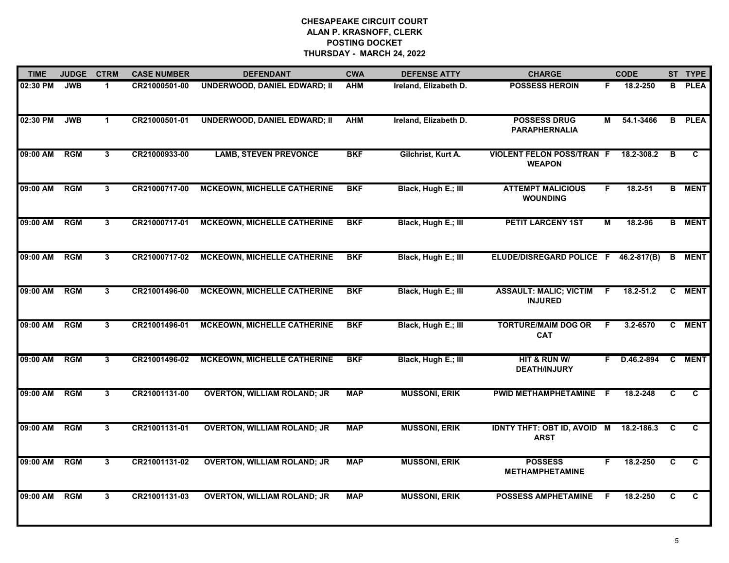**CHESAPEAKE CIRCUIT COURT**
**ALAN P. KRASNOFF, CLERK**
**POSTING DOCKET**
**THURSDAY - MARCH 24, 2022**

| TIME | JUDGE | CTRM | CASE NUMBER | DEFENDANT | CWA | DEFENSE ATTY | CHARGE | | CODE | ST | TYPE |
|---|---|---|---|---|---|---|---|---|---|---|---|
| 02:30 PM | JWB | 1 | CR21000501-00 | UNDERWOOD, DANIEL EDWARD; II | AHM | Ireland, Elizabeth D. | POSSESS HEROIN | F | 18.2-250 | B | PLEA |
| 02:30 PM | JWB | 1 | CR21000501-01 | UNDERWOOD, DANIEL EDWARD; II | AHM | Ireland, Elizabeth D. | POSSESS DRUG PARAPHERNALIA | M | 54.1-3466 | B | PLEA |
| 09:00 AM | RGM | 3 | CR21000933-00 | LAMB, STEVEN PREVONCE | BKF | Gilchrist, Kurt A. | VIOLENT FELON POSS/TRAN WEAPON | F | 18.2-308.2 | B | C |
| 09:00 AM | RGM | 3 | CR21000717-00 | MCKEOWN, MICHELLE CATHERINE | BKF | Black, Hugh E.; III | ATTEMPT MALICIOUS WOUNDING | F | 18.2-51 | B | MENT |
| 09:00 AM | RGM | 3 | CR21000717-01 | MCKEOWN, MICHELLE CATHERINE | BKF | Black, Hugh E.; III | PETIT LARCENY 1ST | M | 18.2-96 | B | MENT |
| 09:00 AM | RGM | 3 | CR21000717-02 | MCKEOWN, MICHELLE CATHERINE | BKF | Black, Hugh E.; III | ELUDE/DISREGARD POLICE | F | 46.2-817(B) | B | MENT |
| 09:00 AM | RGM | 3 | CR21001496-00 | MCKEOWN, MICHELLE CATHERINE | BKF | Black, Hugh E.; III | ASSAULT: MALIC; VICTIM INJURED | F | 18.2-51.2 | C | MENT |
| 09:00 AM | RGM | 3 | CR21001496-01 | MCKEOWN, MICHELLE CATHERINE | BKF | Black, Hugh E.; III | TORTURE/MAIM DOG OR CAT | F | 3.2-6570 | C | MENT |
| 09:00 AM | RGM | 3 | CR21001496-02 | MCKEOWN, MICHELLE CATHERINE | BKF | Black, Hugh E.; III | HIT & RUN W/ DEATH/INJURY | F | D.46.2-894 | C | MENT |
| 09:00 AM | RGM | 3 | CR21001131-00 | OVERTON, WILLIAM ROLAND; JR | MAP | MUSSONI, ERIK | PWID METHAMPHETAMINE | F | 18.2-248 | C | C |
| 09:00 AM | RGM | 3 | CR21001131-01 | OVERTON, WILLIAM ROLAND; JR | MAP | MUSSONI, ERIK | IDNTY THFT: OBT ID, AVOID ARST | M | 18.2-186.3 | C | C |
| 09:00 AM | RGM | 3 | CR21001131-02 | OVERTON, WILLIAM ROLAND; JR | MAP | MUSSONI, ERIK | POSSESS METHAMPHETAMINE | F | 18.2-250 | C | C |
| 09:00 AM | RGM | 3 | CR21001131-03 | OVERTON, WILLIAM ROLAND; JR | MAP | MUSSONI, ERIK | POSSESS AMPHETAMINE | F | 18.2-250 | C | C |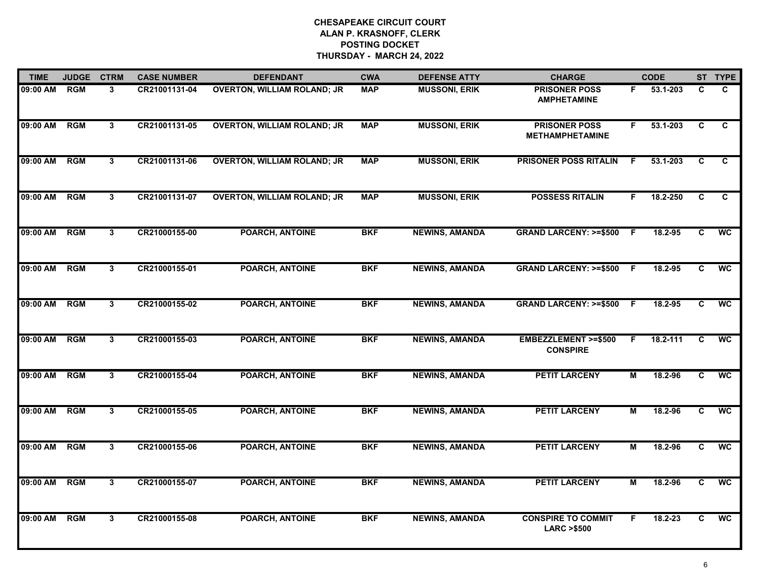**CHESAPEAKE CIRCUIT COURT**
**ALAN P. KRASNOFF, CLERK**
**POSTING DOCKET**
**THURSDAY - MARCH 24, 2022**

| TIME | JUDGE | CTRM | CASE NUMBER | DEFENDANT | CWA | DEFENSE ATTY | CHARGE | | CODE | ST | TYPE |
|---|---|---|---|---|---|---|---|---|---|---|---|
| 09:00 AM | RGM | 3 | CR21001131-04 | OVERTON, WILLIAM ROLAND; JR | MAP | MUSSONI, ERIK | PRISONER POSS AMPHETAMINE | F | 53.1-203 | C | C |
| 09:00 AM | RGM | 3 | CR21001131-05 | OVERTON, WILLIAM ROLAND; JR | MAP | MUSSONI, ERIK | PRISONER POSS METHAMPHETAMINE | F | 53.1-203 | C | C |
| 09:00 AM | RGM | 3 | CR21001131-06 | OVERTON, WILLIAM ROLAND; JR | MAP | MUSSONI, ERIK | PRISONER POSS RITALIN | F | 53.1-203 | C | C |
| 09:00 AM | RGM | 3 | CR21001131-07 | OVERTON, WILLIAM ROLAND; JR | MAP | MUSSONI, ERIK | POSSESS RITALIN | F | 18.2-250 | C | C |
| 09:00 AM | RGM | 3 | CR21000155-00 | POARCH, ANTOINE | BKF | NEWINS, AMANDA | GRAND LARCENY: >=$500 | F | 18.2-95 | C | WC |
| 09:00 AM | RGM | 3 | CR21000155-01 | POARCH, ANTOINE | BKF | NEWINS, AMANDA | GRAND LARCENY: >=$500 | F | 18.2-95 | C | WC |
| 09:00 AM | RGM | 3 | CR21000155-02 | POARCH, ANTOINE | BKF | NEWINS, AMANDA | GRAND LARCENY: >=$500 | F | 18.2-95 | C | WC |
| 09:00 AM | RGM | 3 | CR21000155-03 | POARCH, ANTOINE | BKF | NEWINS, AMANDA | EMBEZZLEMENT >=$500 CONSPIRE | F | 18.2-111 | C | WC |
| 09:00 AM | RGM | 3 | CR21000155-04 | POARCH, ANTOINE | BKF | NEWINS, AMANDA | PETIT LARCENY | M | 18.2-96 | C | WC |
| 09:00 AM | RGM | 3 | CR21000155-05 | POARCH, ANTOINE | BKF | NEWINS, AMANDA | PETIT LARCENY | M | 18.2-96 | C | WC |
| 09:00 AM | RGM | 3 | CR21000155-06 | POARCH, ANTOINE | BKF | NEWINS, AMANDA | PETIT LARCENY | M | 18.2-96 | C | WC |
| 09:00 AM | RGM | 3 | CR21000155-07 | POARCH, ANTOINE | BKF | NEWINS, AMANDA | PETIT LARCENY | M | 18.2-96 | C | WC |
| 09:00 AM | RGM | 3 | CR21000155-08 | POARCH, ANTOINE | BKF | NEWINS, AMANDA | CONSPIRE TO COMMIT LARC >$500 | F | 18.2-23 | C | WC |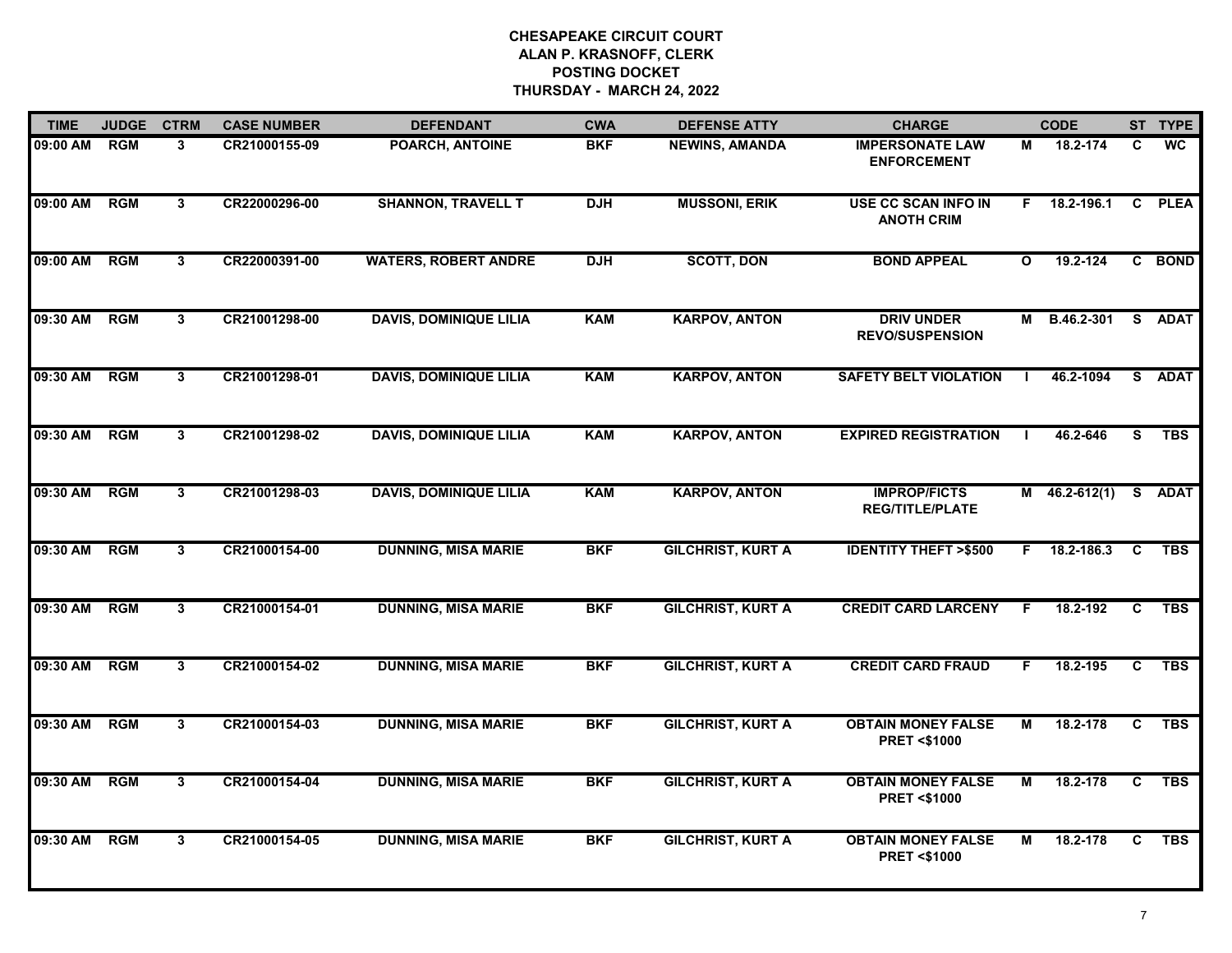# CHESAPEAKE CIRCUIT COURT
## ALAN P. KRASNOFF, CLERK
## POSTING DOCKET
## THURSDAY - MARCH 24, 2022

| TIME | JUDGE | CTRM | CASE NUMBER | DEFENDANT | CWA | DEFENSE ATTY | CHARGE | | CODE | ST | TYPE |
|---|---|---|---|---|---|---|---|---|---|---|---|
| 09:00 AM | RGM | 3 | CR21000155-09 | POARCH, ANTOINE | BKF | NEWINS, AMANDA | IMPERSONATE LAW ENFORCEMENT | M | 18.2-174 | C | WC |
| 09:00 AM | RGM | 3 | CR22000296-00 | SHANNON, TRAVELL T | DJH | MUSSONI, ERIK | USE CC SCAN INFO IN ANOTH CRIM | F | 18.2-196.1 | C | PLEA |
| 09:00 AM | RGM | 3 | CR22000391-00 | WATERS, ROBERT ANDRE | DJH | SCOTT, DON | BOND APPEAL | O | 19.2-124 | C | BOND |
| 09:30 AM | RGM | 3 | CR21001298-00 | DAVIS, DOMINIQUE LILIA | KAM | KARPOV, ANTON | DRIV UNDER REVO/SUSPENSION | M | B.46.2-301 | S | ADAT |
| 09:30 AM | RGM | 3 | CR21001298-01 | DAVIS, DOMINIQUE LILIA | KAM | KARPOV, ANTON | SAFETY BELT VIOLATION | I | 46.2-1094 | S | ADAT |
| 09:30 AM | RGM | 3 | CR21001298-02 | DAVIS, DOMINIQUE LILIA | KAM | KARPOV, ANTON | EXPIRED REGISTRATION | I | 46.2-646 | S | TBS |
| 09:30 AM | RGM | 3 | CR21001298-03 | DAVIS, DOMINIQUE LILIA | KAM | KARPOV, ANTON | IMPROP/FICTS REG/TITLE/PLATE | M | 46.2-612(1) | S | ADAT |
| 09:30 AM | RGM | 3 | CR21000154-00 | DUNNING, MISA MARIE | BKF | GILCHRIST, KURT A | IDENTITY THEFT >$500 | F | 18.2-186.3 | C | TBS |
| 09:30 AM | RGM | 3 | CR21000154-01 | DUNNING, MISA MARIE | BKF | GILCHRIST, KURT A | CREDIT CARD LARCENY | F | 18.2-192 | C | TBS |
| 09:30 AM | RGM | 3 | CR21000154-02 | DUNNING, MISA MARIE | BKF | GILCHRIST, KURT A | CREDIT CARD FRAUD | F | 18.2-195 | C | TBS |
| 09:30 AM | RGM | 3 | CR21000154-03 | DUNNING, MISA MARIE | BKF | GILCHRIST, KURT A | OBTAIN MONEY FALSE PRET <$1000 | M | 18.2-178 | C | TBS |
| 09:30 AM | RGM | 3 | CR21000154-04 | DUNNING, MISA MARIE | BKF | GILCHRIST, KURT A | OBTAIN MONEY FALSE PRET <$1000 | M | 18.2-178 | C | TBS |
| 09:30 AM | RGM | 3 | CR21000154-05 | DUNNING, MISA MARIE | BKF | GILCHRIST, KURT A | OBTAIN MONEY FALSE PRET <$1000 | M | 18.2-178 | C | TBS |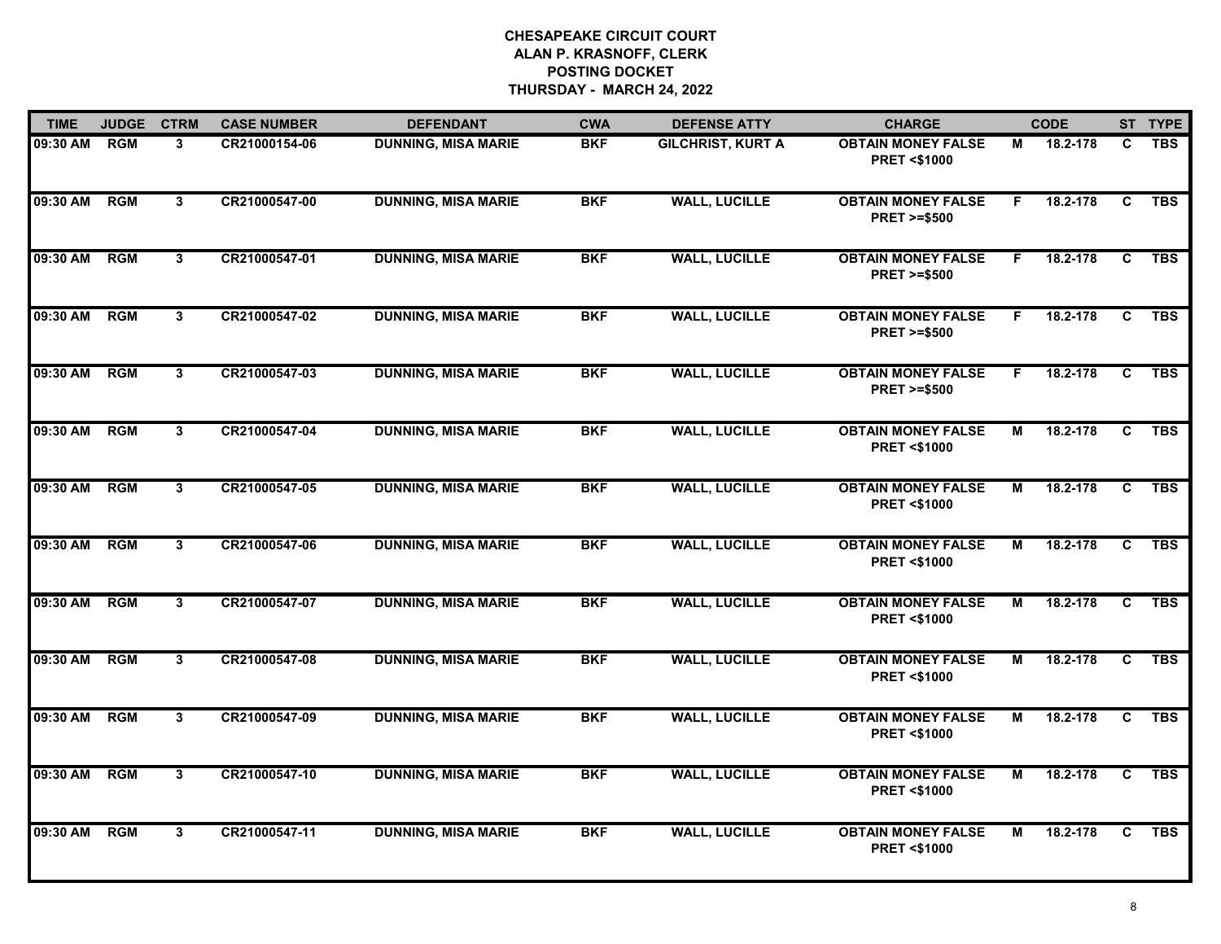# CHESAPEAKE CIRCUIT COURT
## ALAN P. KRASNOFF, CLERK
## POSTING DOCKET
## THURSDAY - MARCH 24, 2022

| TIME | JUDGE | CTRM | CASE NUMBER | DEFENDANT | CWA | DEFENSE ATTY | CHARGE | | CODE | ST | TYPE |
|---|---|---|---|---|---|---|---|---|---|---|---|
| 09:30 AM | RGM | 3 | CR21000154-06 | DUNNING, MISA MARIE | BKF | GILCHRIST, KURT A | OBTAIN MONEY FALSE PRET <$1000 | M | 18.2-178 | C | TBS |
| 09:30 AM | RGM | 3 | CR21000547-00 | DUNNING, MISA MARIE | BKF | WALL, LUCILLE | OBTAIN MONEY FALSE PRET >=$500 | F | 18.2-178 | C | TBS |
| 09:30 AM | RGM | 3 | CR21000547-01 | DUNNING, MISA MARIE | BKF | WALL, LUCILLE | OBTAIN MONEY FALSE PRET >=$500 | F | 18.2-178 | C | TBS |
| 09:30 AM | RGM | 3 | CR21000547-02 | DUNNING, MISA MARIE | BKF | WALL, LUCILLE | OBTAIN MONEY FALSE PRET >=$500 | F | 18.2-178 | C | TBS |
| 09:30 AM | RGM | 3 | CR21000547-03 | DUNNING, MISA MARIE | BKF | WALL, LUCILLE | OBTAIN MONEY FALSE PRET >=$500 | F | 18.2-178 | C | TBS |
| 09:30 AM | RGM | 3 | CR21000547-04 | DUNNING, MISA MARIE | BKF | WALL, LUCILLE | OBTAIN MONEY FALSE PRET <$1000 | M | 18.2-178 | C | TBS |
| 09:30 AM | RGM | 3 | CR21000547-05 | DUNNING, MISA MARIE | BKF | WALL, LUCILLE | OBTAIN MONEY FALSE PRET <$1000 | M | 18.2-178 | C | TBS |
| 09:30 AM | RGM | 3 | CR21000547-06 | DUNNING, MISA MARIE | BKF | WALL, LUCILLE | OBTAIN MONEY FALSE PRET <$1000 | M | 18.2-178 | C | TBS |
| 09:30 AM | RGM | 3 | CR21000547-07 | DUNNING, MISA MARIE | BKF | WALL, LUCILLE | OBTAIN MONEY FALSE PRET <$1000 | M | 18.2-178 | C | TBS |
| 09:30 AM | RGM | 3 | CR21000547-08 | DUNNING, MISA MARIE | BKF | WALL, LUCILLE | OBTAIN MONEY FALSE PRET <$1000 | M | 18.2-178 | C | TBS |
| 09:30 AM | RGM | 3 | CR21000547-09 | DUNNING, MISA MARIE | BKF | WALL, LUCILLE | OBTAIN MONEY FALSE PRET <$1000 | M | 18.2-178 | C | TBS |
| 09:30 AM | RGM | 3 | CR21000547-10 | DUNNING, MISA MARIE | BKF | WALL, LUCILLE | OBTAIN MONEY FALSE PRET <$1000 | M | 18.2-178 | C | TBS |
| 09:30 AM | RGM | 3 | CR21000547-11 | DUNNING, MISA MARIE | BKF | WALL, LUCILLE | OBTAIN MONEY FALSE PRET <$1000 | M | 18.2-178 | C | TBS |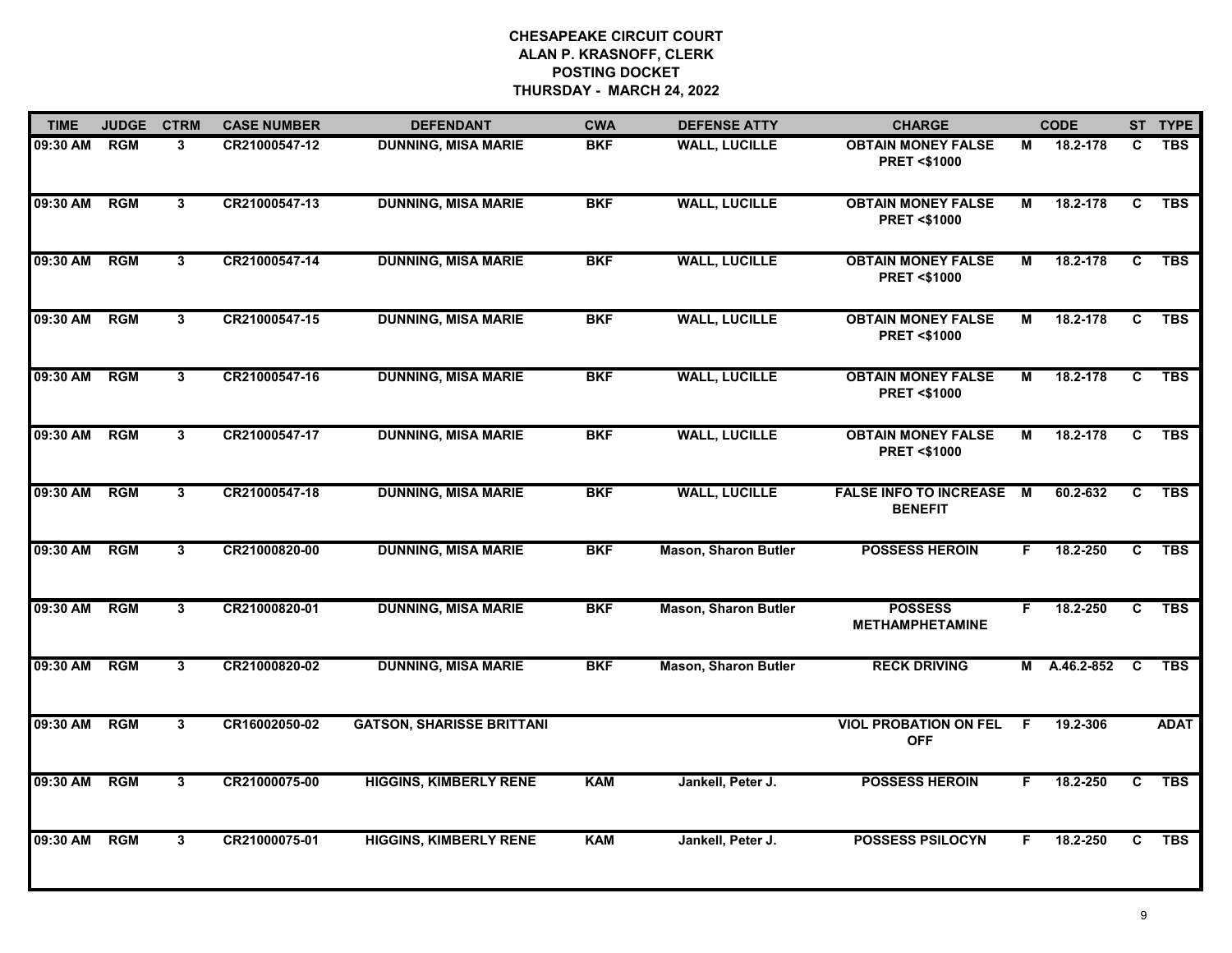# CHESAPEAKE CIRCUIT COURT
## ALAN P. KRASNOFF, CLERK
## POSTING DOCKET
## THURSDAY - MARCH 24, 2022

| TIME | JUDGE | CTRM | CASE NUMBER | DEFENDANT | CWA | DEFENSE ATTY | CHARGE | | CODE | ST | TYPE |
|---|---|---|---|---|---|---|---|---|---|---|---|
| 09:30 AM | RGM | 3 | CR21000547-12 | DUNNING, MISA MARIE | BKF | WALL, LUCILLE | OBTAIN MONEY FALSE PRET <$1000 | M | 18.2-178 | C | TBS |
| 09:30 AM | RGM | 3 | CR21000547-13 | DUNNING, MISA MARIE | BKF | WALL, LUCILLE | OBTAIN MONEY FALSE PRET <$1000 | M | 18.2-178 | C | TBS |
| 09:30 AM | RGM | 3 | CR21000547-14 | DUNNING, MISA MARIE | BKF | WALL, LUCILLE | OBTAIN MONEY FALSE PRET <$1000 | M | 18.2-178 | C | TBS |
| 09:30 AM | RGM | 3 | CR21000547-15 | DUNNING, MISA MARIE | BKF | WALL, LUCILLE | OBTAIN MONEY FALSE PRET <$1000 | M | 18.2-178 | C | TBS |
| 09:30 AM | RGM | 3 | CR21000547-16 | DUNNING, MISA MARIE | BKF | WALL, LUCILLE | OBTAIN MONEY FALSE PRET <$1000 | M | 18.2-178 | C | TBS |
| 09:30 AM | RGM | 3 | CR21000547-17 | DUNNING, MISA MARIE | BKF | WALL, LUCILLE | OBTAIN MONEY FALSE PRET <$1000 | M | 18.2-178 | C | TBS |
| 09:30 AM | RGM | 3 | CR21000547-18 | DUNNING, MISA MARIE | BKF | WALL, LUCILLE | FALSE INFO TO INCREASE BENEFIT | M | 60.2-632 | C | TBS |
| 09:30 AM | RGM | 3 | CR21000820-00 | DUNNING, MISA MARIE | BKF | Mason, Sharon Butler | POSSESS HEROIN | F | 18.2-250 | C | TBS |
| 09:30 AM | RGM | 3 | CR21000820-01 | DUNNING, MISA MARIE | BKF | Mason, Sharon Butler | POSSESS METHAMPHETAMINE | F | 18.2-250 | C | TBS |
| 09:30 AM | RGM | 3 | CR21000820-02 | DUNNING, MISA MARIE | BKF | Mason, Sharon Butler | RECK DRIVING | M | A.46.2-852 | C | TBS |
| 09:30 AM | RGM | 3 | CR16002050-02 | GATSON, SHARISSE BRITTANI | | | VIOL PROBATION ON FEL OFF | F | 19.2-306 | | ADAT |
| 09:30 AM | RGM | 3 | CR21000075-00 | HIGGINS, KIMBERLY RENE | KAM | Jankell, Peter J. | POSSESS HEROIN | F | 18.2-250 | C | TBS |
| 09:30 AM | RGM | 3 | CR21000075-01 | HIGGINS, KIMBERLY RENE | KAM | Jankell, Peter J. | POSSESS PSILOCYN | F | 18.2-250 | C | TBS |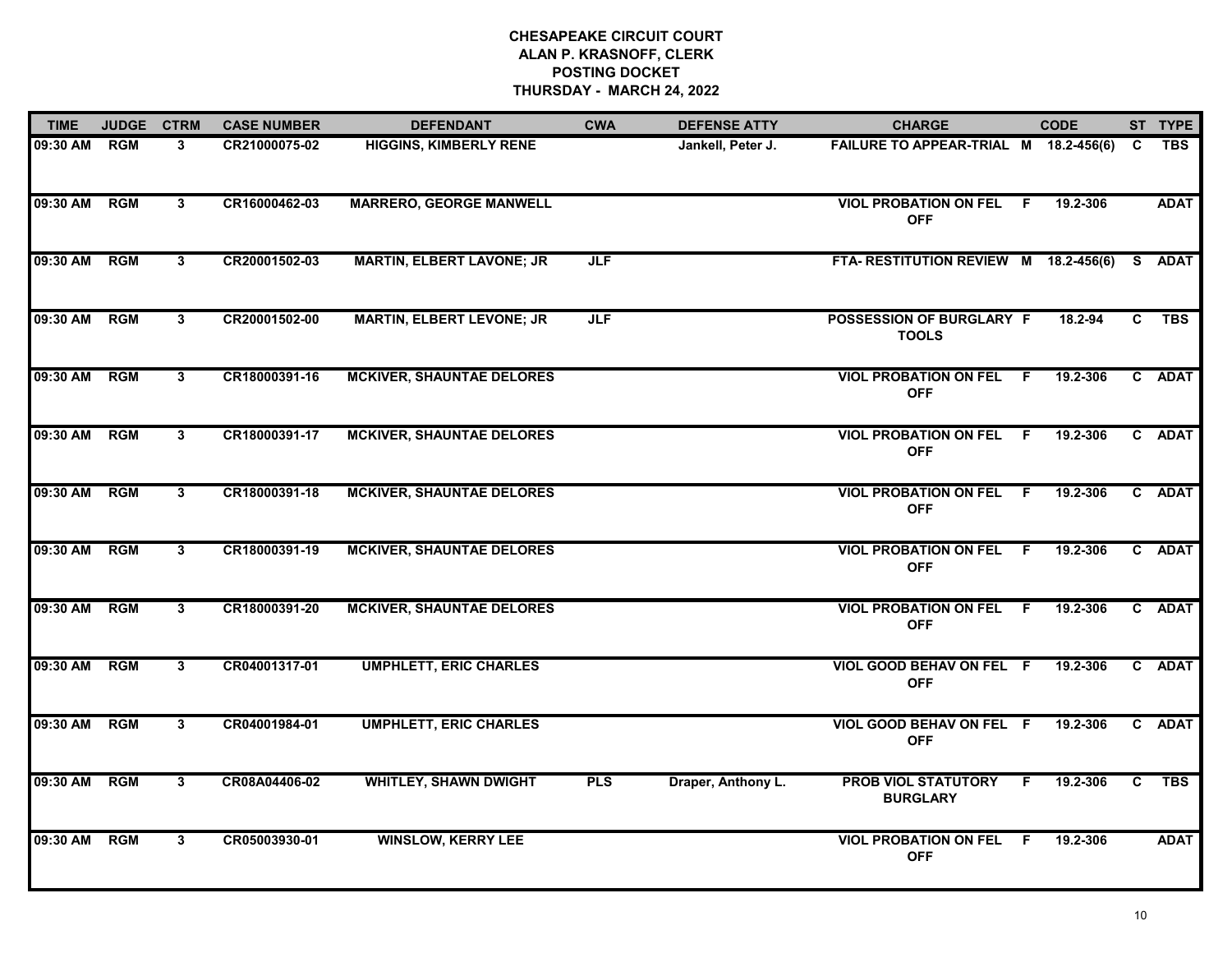# CHESAPEAKE CIRCUIT COURT
## ALAN P. KRASNOFF, CLERK
## POSTING DOCKET
## THURSDAY - MARCH 24, 2022

| TIME | JUDGE | CTRM | CASE NUMBER | DEFENDANT | CWA | DEFENSE ATTY | CHARGE | | CODE | ST | TYPE |
|---|---|---|---|---|---|---|---|---|---|---|---|
| 09:30 AM | RGM | 3 | CR21000075-02 | HIGGINS, KIMBERLY RENE | | Jankell, Peter J. | FAILURE TO APPEAR-TRIAL | M | 18.2-456(6) | C | TBS |
| 09:30 AM | RGM | 3 | CR16000462-03 | MARRERO, GEORGE MANWELL | | | VIOL PROBATION ON FEL OFF | F | 19.2-306 | | ADAT |
| 09:30 AM | RGM | 3 | CR20001502-03 | MARTIN, ELBERT LAVONE; JR | JLF | | FTA- RESTITUTION REVIEW | M | 18.2-456(6) | S | ADAT |
| 09:30 AM | RGM | 3 | CR20001502-00 | MARTIN, ELBERT LEVONE; JR | JLF | | POSSESSION OF BURGLARY TOOLS | F | 18.2-94 | C | TBS |
| 09:30 AM | RGM | 3 | CR18000391-16 | MCKIVER, SHAUNTAE DELORES | | | VIOL PROBATION ON FEL OFF | F | 19.2-306 | C | ADAT |
| 09:30 AM | RGM | 3 | CR18000391-17 | MCKIVER, SHAUNTAE DELORES | | | VIOL PROBATION ON FEL OFF | F | 19.2-306 | C | ADAT |
| 09:30 AM | RGM | 3 | CR18000391-18 | MCKIVER, SHAUNTAE DELORES | | | VIOL PROBATION ON FEL OFF | F | 19.2-306 | C | ADAT |
| 09:30 AM | RGM | 3 | CR18000391-19 | MCKIVER, SHAUNTAE DELORES | | | VIOL PROBATION ON FEL OFF | F | 19.2-306 | C | ADAT |
| 09:30 AM | RGM | 3 | CR18000391-20 | MCKIVER, SHAUNTAE DELORES | | | VIOL PROBATION ON FEL OFF | F | 19.2-306 | C | ADAT |
| 09:30 AM | RGM | 3 | CR04001317-01 | UMPHLETT, ERIC CHARLES | | | VIOL GOOD BEHAV ON FEL OFF | F | 19.2-306 | C | ADAT |
| 09:30 AM | RGM | 3 | CR04001984-01 | UMPHLETT, ERIC CHARLES | | | VIOL GOOD BEHAV ON FEL OFF | F | 19.2-306 | C | ADAT |
| 09:30 AM | RGM | 3 | CR08A04406-02 | WHITLEY, SHAWN DWIGHT | PLS | Draper, Anthony L. | PROB VIOL STATUTORY BURGLARY | F | 19.2-306 | C | TBS |
| 09:30 AM | RGM | 3 | CR05003930-01 | WINSLOW, KERRY LEE | | | VIOL PROBATION ON FEL OFF | F | 19.2-306 | | ADAT |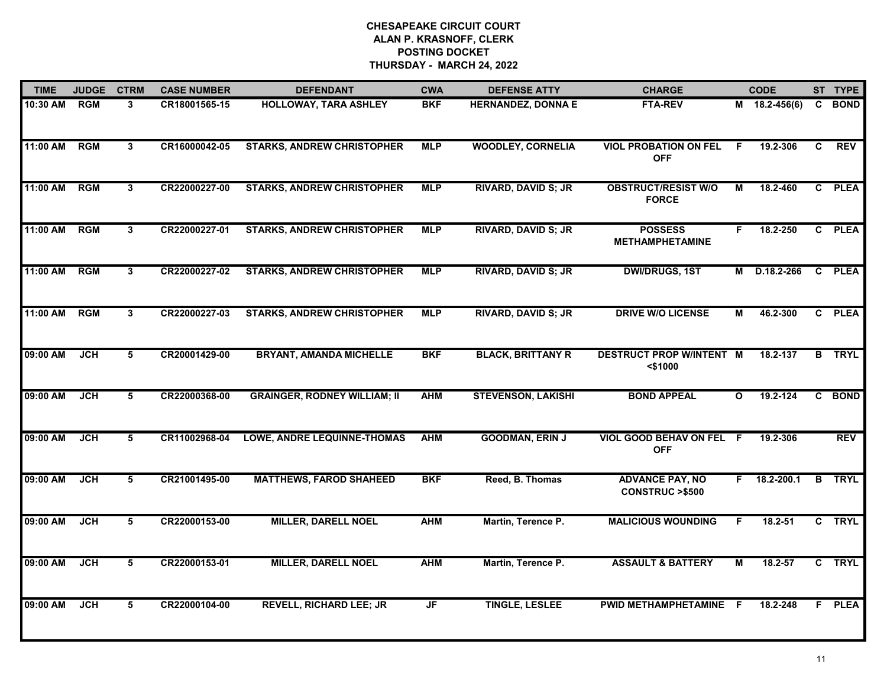# CHESAPEAKE CIRCUIT COURT
## ALAN P. KRASNOFF, CLERK
## POSTING DOCKET
## THURSDAY - MARCH 24, 2022

| TIME | JUDGE | CTRM | CASE NUMBER | DEFENDANT | CWA | DEFENSE ATTY | CHARGE | | CODE | ST | TYPE |
|---|---|---|---|---|---|---|---|---|---|---|---|
| 10:30 AM | RGM | 3 | CR18001565-15 | HOLLOWAY, TARA ASHLEY | BKF | HERNANDEZ, DONNA E | FTA-REV | M | 18.2-456(6) | C | BOND |
| 11:00 AM | RGM | 3 | CR16000042-05 | STARKS, ANDREW CHRISTOPHER | MLP | WOODLEY, CORNELIA | VIOL PROBATION ON FEL OFF | F | 19.2-306 | C | REV |
| 11:00 AM | RGM | 3 | CR22000227-00 | STARKS, ANDREW CHRISTOPHER | MLP | RIVARD, DAVID S; JR | OBSTRUCT/RESIST W/O FORCE | M | 18.2-460 | C | PLEA |
| 11:00 AM | RGM | 3 | CR22000227-01 | STARKS, ANDREW CHRISTOPHER | MLP | RIVARD, DAVID S; JR | POSSESS METHAMPHETAMINE | F | 18.2-250 | C | PLEA |
| 11:00 AM | RGM | 3 | CR22000227-02 | STARKS, ANDREW CHRISTOPHER | MLP | RIVARD, DAVID S; JR | DWI/DRUGS, 1ST | M | D.18.2-266 | C | PLEA |
| 11:00 AM | RGM | 3 | CR22000227-03 | STARKS, ANDREW CHRISTOPHER | MLP | RIVARD, DAVID S; JR | DRIVE W/O LICENSE | M | 46.2-300 | C | PLEA |
| 09:00 AM | JCH | 5 | CR20001429-00 | BRYANT, AMANDA MICHELLE | BKF | BLACK, BRITTANY R | DESTRUCT PROP W/INTENT <$1000 | M | 18.2-137 | B | TRYL |
| 09:00 AM | JCH | 5 | CR22000368-00 | GRAINGER, RODNEY WILLIAM; II | AHM | STEVENSON, LAKISHI | BOND APPEAL | O | 19.2-124 | C | BOND |
| 09:00 AM | JCH | 5 | CR11002968-04 | LOWE, ANDRE LEQUINNE-THOMAS | AHM | GOODMAN, ERIN J | VIOL GOOD BEHAV ON FEL OFF | F | 19.2-306 | | REV |
| 09:00 AM | JCH | 5 | CR21001495-00 | MATTHEWS, FAROD SHAHEED | BKF | Reed, B. Thomas | ADVANCE PAY, NO CONSTRUC >$500 | F | 18.2-200.1 | B | TRYL |
| 09:00 AM | JCH | 5 | CR22000153-00 | MILLER, DARELL NOEL | AHM | Martin, Terence P. | MALICIOUS WOUNDING | F | 18.2-51 | C | TRYL |
| 09:00 AM | JCH | 5 | CR22000153-01 | MILLER, DARELL NOEL | AHM | Martin, Terence P. | ASSAULT & BATTERY | M | 18.2-57 | C | TRYL |
| 09:00 AM | JCH | 5 | CR22000104-00 | REVELL, RICHARD LEE; JR | JF | TINGLE, LESLEE | PWID METHAMPHETAMINE | F | 18.2-248 | F | PLEA |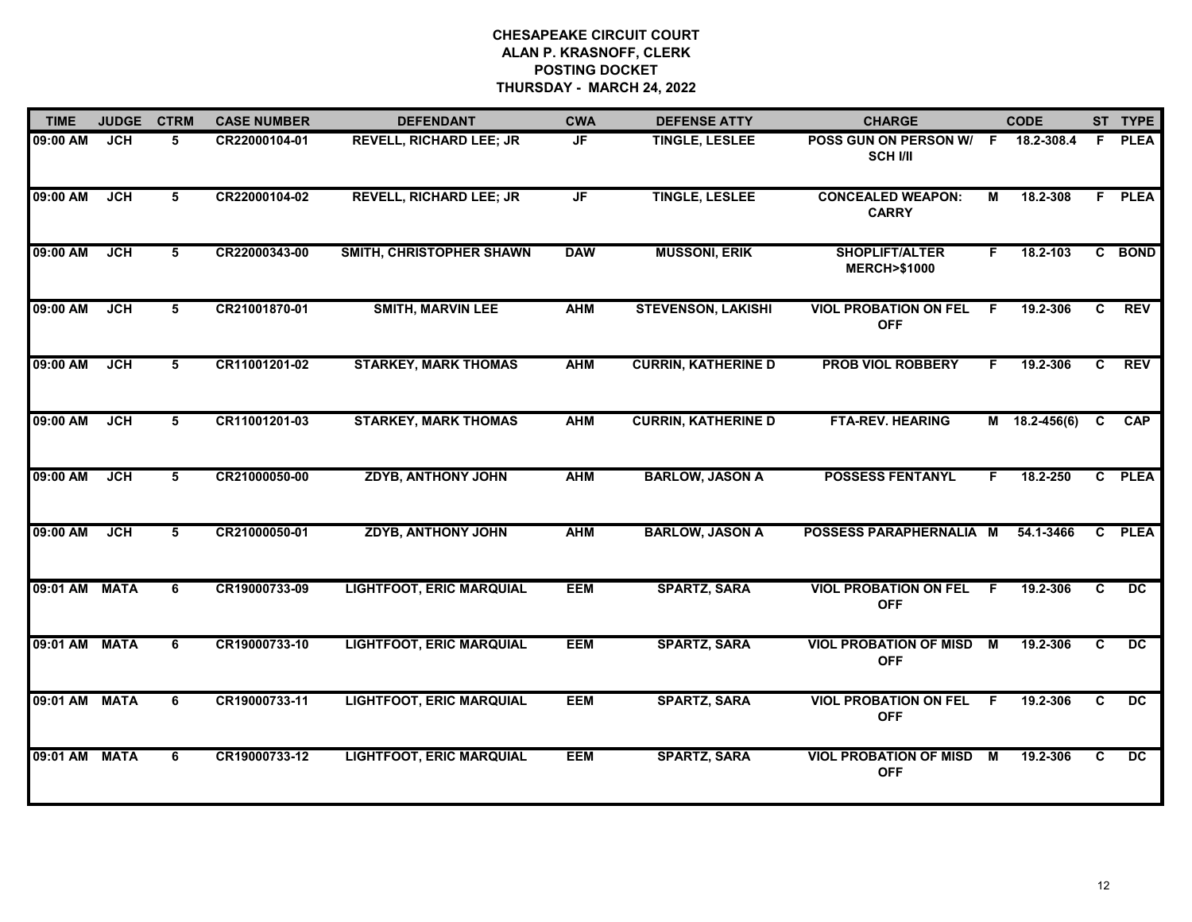# CHESAPEAKE CIRCUIT COURT
## ALAN P. KRASNOFF, CLERK
## POSTING DOCKET
## THURSDAY - MARCH 24, 2022

| TIME | JUDGE | CTRM | CASE NUMBER | DEFENDANT | CWA | DEFENSE ATTY | CHARGE | | CODE | ST | TYPE |
|---|---|---|---|---|---|---|---|---|---|---|---|
| 09:00 AM | JCH | 5 | CR22000104-01 | REVELL, RICHARD LEE; JR | JF | TINGLE, LESLEE | POSS GUN ON PERSON W/ SCH I/II | F | 18.2-308.4 | F | PLEA |
| 09:00 AM | JCH | 5 | CR22000104-02 | REVELL, RICHARD LEE; JR | JF | TINGLE, LESLEE | CONCEALED WEAPON: CARRY | M | 18.2-308 | F | PLEA |
| 09:00 AM | JCH | 5 | CR22000343-00 | SMITH, CHRISTOPHER SHAWN | DAW | MUSSONI, ERIK | SHOPLIFT/ALTER MERCH>$1000 | F | 18.2-103 | C | BOND |
| 09:00 AM | JCH | 5 | CR21001870-01 | SMITH, MARVIN LEE | AHM | STEVENSON, LAKISHI | VIOL PROBATION ON FEL OFF | F | 19.2-306 | C | REV |
| 09:00 AM | JCH | 5 | CR11001201-02 | STARKEY, MARK THOMAS | AHM | CURRIN, KATHERINE D | PROB VIOL ROBBERY | F | 19.2-306 | C | REV |
| 09:00 AM | JCH | 5 | CR11001201-03 | STARKEY, MARK THOMAS | AHM | CURRIN, KATHERINE D | FTA-REV. HEARING | M | 18.2-456(6) | C | CAP |
| 09:00 AM | JCH | 5 | CR21000050-00 | ZDYB, ANTHONY JOHN | AHM | BARLOW, JASON A | POSSESS FENTANYL | F | 18.2-250 | C | PLEA |
| 09:00 AM | JCH | 5 | CR21000050-01 | ZDYB, ANTHONY JOHN | AHM | BARLOW, JASON A | POSSESS PARAPHERNALIA | M | 54.1-3466 | C | PLEA |
| 09:01 AM | MATA | 6 | CR19000733-09 | LIGHTFOOT, ERIC MARQUIAL | EEM | SPARTZ, SARA | VIOL PROBATION ON FEL OFF | F | 19.2-306 | C | DC |
| 09:01 AM | MATA | 6 | CR19000733-10 | LIGHTFOOT, ERIC MARQUIAL | EEM | SPARTZ, SARA | VIOL PROBATION OF MISD OFF | M | 19.2-306 | C | DC |
| 09:01 AM | MATA | 6 | CR19000733-11 | LIGHTFOOT, ERIC MARQUIAL | EEM | SPARTZ, SARA | VIOL PROBATION ON FEL OFF | F | 19.2-306 | C | DC |
| 09:01 AM | MATA | 6 | CR19000733-12 | LIGHTFOOT, ERIC MARQUIAL | EEM | SPARTZ, SARA | VIOL PROBATION OF MISD OFF | M | 19.2-306 | C | DC |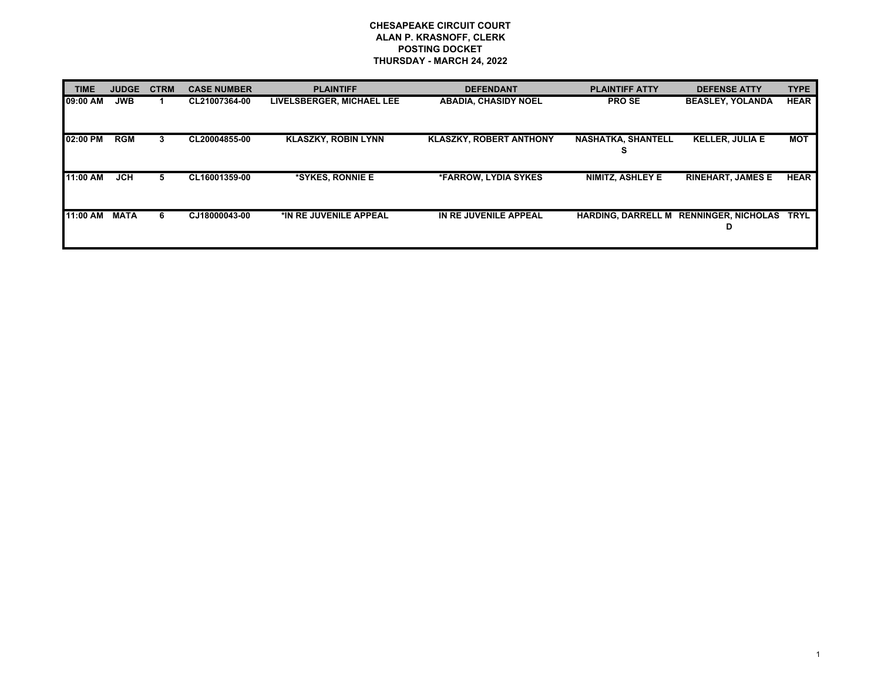**CHESAPEAKE CIRCUIT COURT**
**ALAN P. KRASNOFF, CLERK**
**POSTING DOCKET**
**THURSDAY - MARCH 24, 2022**

| TIME | JUDGE | CTRM | CASE NUMBER | PLAINTIFF | DEFENDANT | PLAINTIFF ATTY | DEFENSE ATTY | TYPE |
|---|---|---|---|---|---|---|---|---|
| 09:00 AM | JWB | 1 | CL21007364-00 | LIVELSBERGER, MICHAEL LEE | ABADIA, CHASIDY NOEL | PRO SE | BEASLEY, YOLANDA | HEAR |
| 02:00 PM | RGM | 3 | CL20004855-00 | KLASZKY, ROBIN LYNN | KLASZKY, ROBERT ANTHONY | NASHATKA, SHANTELL S | KELLER, JULIA E | MOT |
| 11:00 AM | JCH | 5 | CL16001359-00 | *SYKES, RONNIE E | *FARROW, LYDIA SYKES | NIMITZ, ASHLEY E | RINEHART, JAMES E | HEAR |
| 11:00 AM | MATA | 6 | CJ18000043-00 | *IN RE JUVENILE APPEAL | IN RE JUVENILE APPEAL | HARDING, DARRELL M | RENNINGER, NICHOLAS D | TRYL |